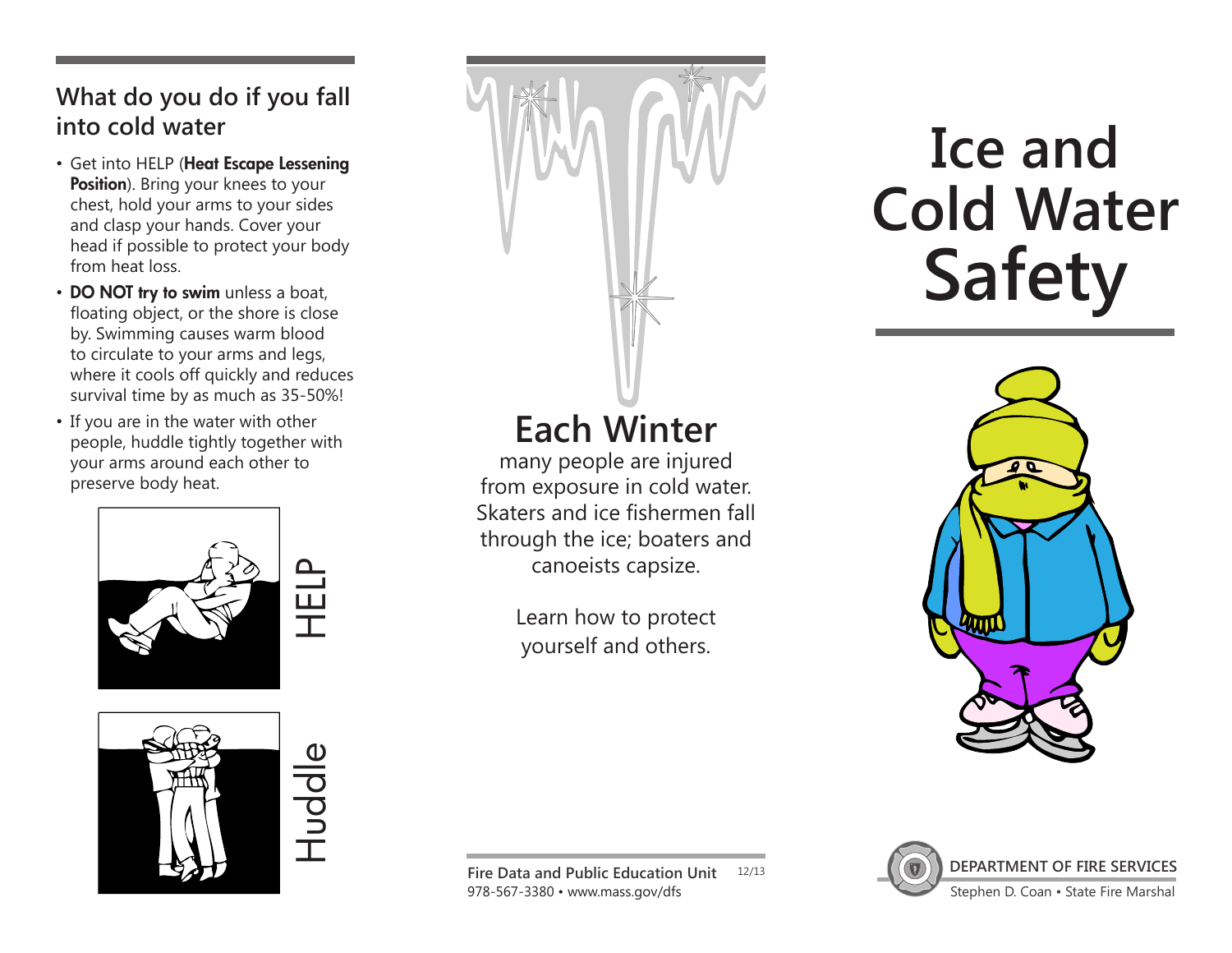## What do you do if you fall into cold water

- Get into HELP (**Heat Escape Lessening Position**). Bring your knees to your chest, hold your arms to your sides and clasp your hands. Cover your head if possible to protect your body from heat loss.
- **DO NOT try to swim** unless a boat, floating object, or the shore is close by. Swimming causes warm blood to circulate to your arms and legs, where it cools off quickly and reduces survival time by as much as 35-50%!
- If you are in the water with other people, huddle tightly together with your arms around each other to preserve body heat.

HELP

Huddle

## Each Winter

many people are injured from exposure in cold water. Skaters and ice fishermen fall through the ice; boaters and canoeists capsize.

Learn how to protect yourself and others.

**Fire Data and Public Education Unit** 12/13
978-567-3380 • www.mass.gov/dfs

# Ice and Cold Water Safety

**DEPARTMENT OF FIRE SERVICES**
Stephen D. Coan • State Fire Marshal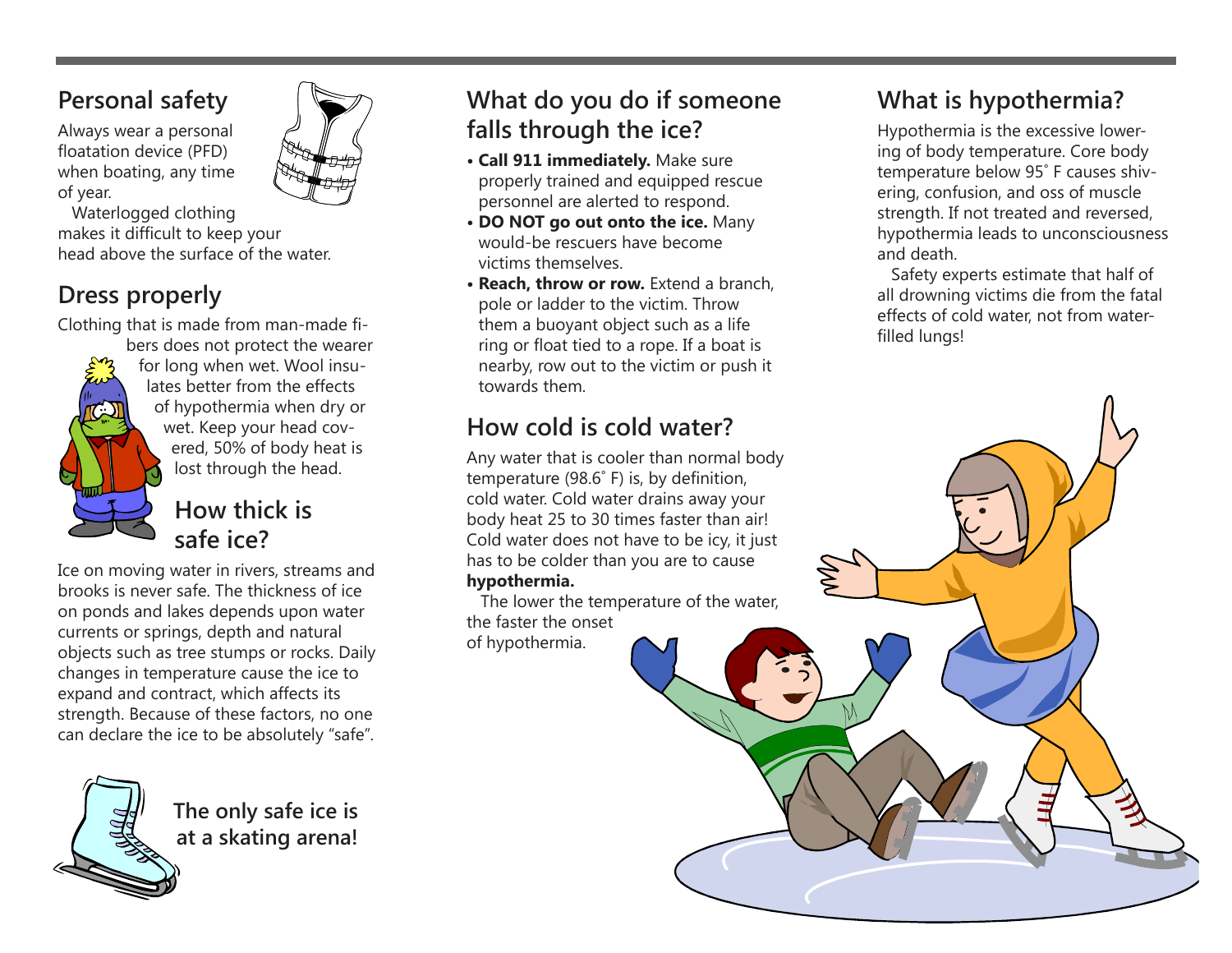## Personal safety

Always wear a personal floatation device (PFD) when boating, any time of year.

Waterlogged clothing makes it difficult to keep your head above the surface of the water.

## Dress properly

Clothing that is made from man-made fibers does not protect the wearer for long when wet. Wool insulates better from the effects of hypothermia when dry or wet. Keep your head covered, 50% of body heat is lost through the head.

## How thick is safe ice?

Ice on moving water in rivers, streams and brooks is never safe. The thickness of ice on ponds and lakes depends upon water currents or springs, depth and natural objects such as tree stumps or rocks. Daily changes in temperature cause the ice to expand and contract, which affects its strength. Because of these factors, no one can declare the ice to be absolutely "safe".

**The only safe ice is at a skating arena!**

## What do you do if someone falls through the ice?

- **Call 911 immediately.** Make sure properly trained and equipped rescue personnel are alerted to respond.
- **DO NOT go out onto the ice.** Many would-be rescuers have become victims themselves.
- **Reach, throw or row.** Extend a branch, pole or ladder to the victim. Throw them a buoyant object such as a life ring or float tied to a rope. If a boat is nearby, row out to the victim or push it towards them.

## How cold is cold water?

Any water that is cooler than normal body temperature (98.6˚ F) is, by definition, cold water. Cold water drains away your body heat 25 to 30 times faster than air! Cold water does not have to be icy, it just has to be colder than you are to cause **hypothermia.**

The lower the temperature of the water, the faster the onset of hypothermia.

## What is hypothermia?

Hypothermia is the excessive lowering of body temperature. Core body temperature below 95˚ F causes shivering, confusion, and oss of muscle strength. If not treated and reversed, hypothermia leads to unconsciousness and death.

Safety experts estimate that half of all drowning victims die from the fatal effects of cold water, not from water-filled lungs!